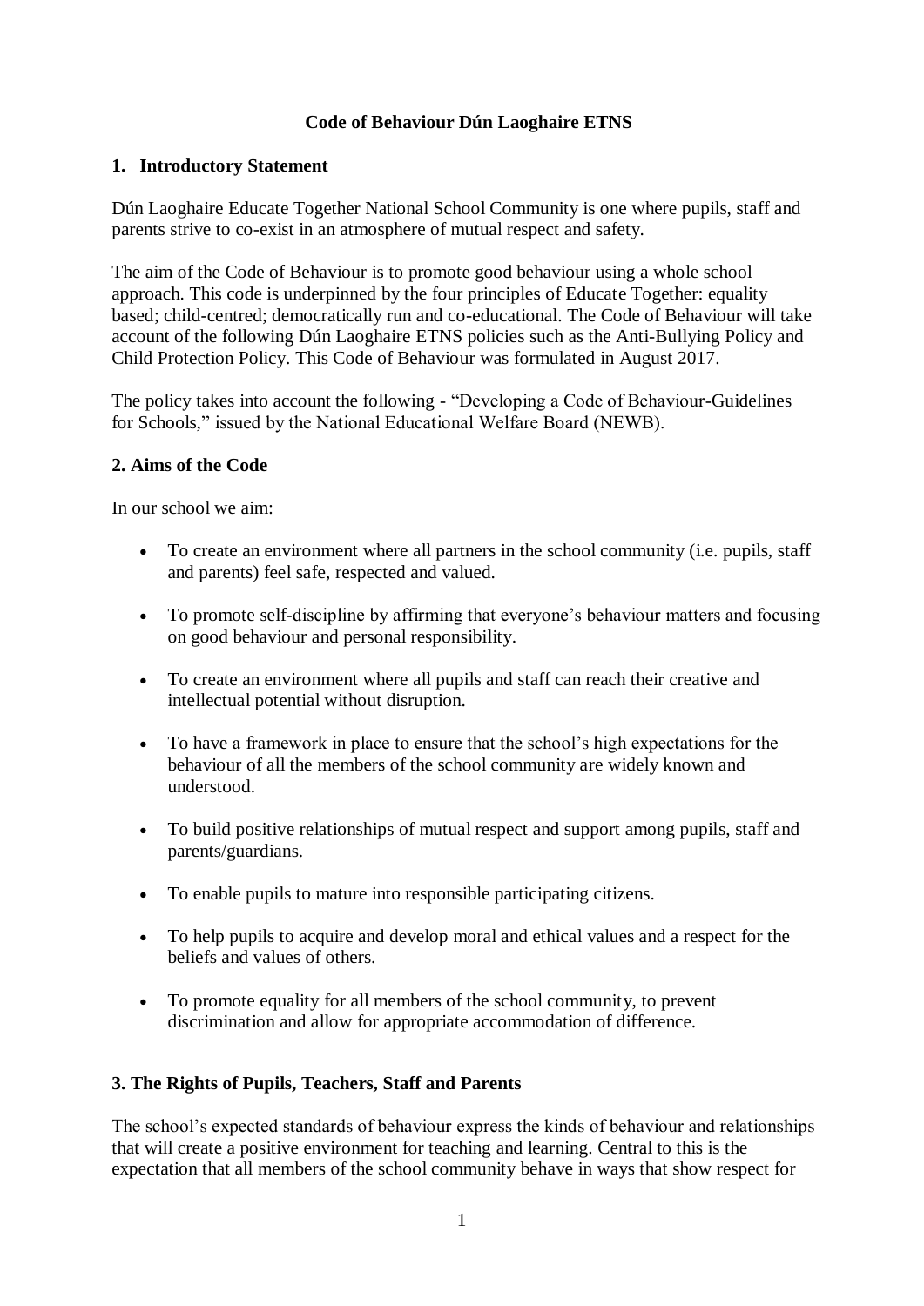# Code of Behaviour Dún Laoghaire ETNS

## 1. Introductory Statement

Dún Laoghaire Educate Together National School Community is one where pupils, staff and parents strive to co-exist in an atmosphere of mutual respect and safety.

The aim of the Code of Behaviour is to promote good behaviour using a whole school approach. This code is underpinned by the four principles of Educate Together: equality based; child-centred; democratically run and co-educational. The Code of Behaviour will take account of the following Dún Laoghaire ETNS policies such as the Anti-Bullying Policy and Child Protection Policy. This Code of Behaviour was formulated in August 2017.

The policy takes into account the following - "Developing a Code of Behaviour-Guidelines for Schools," issued by the National Educational Welfare Board (NEWB).

## 2. Aims of the Code

In our school we aim:

- To create an environment where all partners in the school community (i.e. pupils, staff and parents) feel safe, respected and valued.
- To promote self-discipline by affirming that everyone's behaviour matters and focusing on good behaviour and personal responsibility.
- To create an environment where all pupils and staff can reach their creative and intellectual potential without disruption.
- To have a framework in place to ensure that the school's high expectations for the behaviour of all the members of the school community are widely known and understood.
- To build positive relationships of mutual respect and support among pupils, staff and parents/guardians.
- To enable pupils to mature into responsible participating citizens.
- To help pupils to acquire and develop moral and ethical values and a respect for the beliefs and values of others.
- To promote equality for all members of the school community, to prevent discrimination and allow for appropriate accommodation of difference.

## 3. The Rights of Pupils, Teachers, Staff and Parents

The school's expected standards of behaviour express the kinds of behaviour and relationships that will create a positive environment for teaching and learning. Central to this is the expectation that all members of the school community behave in ways that show respect for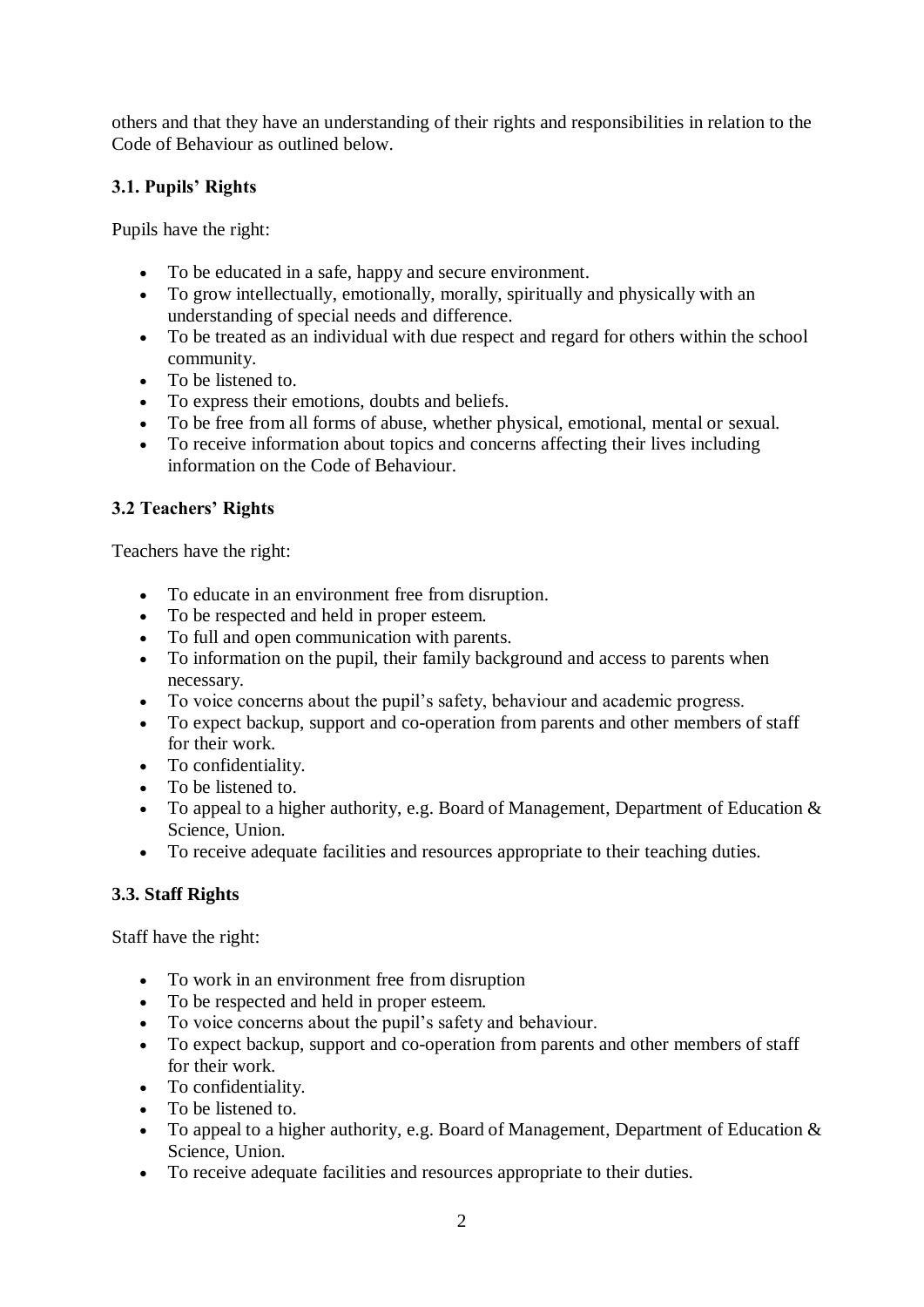others and that they have an understanding of their rights and responsibilities in relation to the Code of Behaviour as outlined below.

### 3.1. Pupils' Rights

Pupils have the right:

- To be educated in a safe, happy and secure environment.
- To grow intellectually, emotionally, morally, spiritually and physically with an understanding of special needs and difference.
- To be treated as an individual with due respect and regard for others within the school community.
- To be listened to.
- To express their emotions, doubts and beliefs.
- To be free from all forms of abuse, whether physical, emotional, mental or sexual.
- To receive information about topics and concerns affecting their lives including information on the Code of Behaviour.

### 3.2 Teachers' Rights

Teachers have the right:

- To educate in an environment free from disruption.
- To be respected and held in proper esteem.
- To full and open communication with parents.
- To information on the pupil, their family background and access to parents when necessary.
- To voice concerns about the pupil's safety, behaviour and academic progress.
- To expect backup, support and co-operation from parents and other members of staff for their work.
- To confidentiality.
- To be listened to.
- To appeal to a higher authority, e.g. Board of Management, Department of Education & Science, Union.
- To receive adequate facilities and resources appropriate to their teaching duties.

### 3.3. Staff Rights

Staff have the right:

- To work in an environment free from disruption
- To be respected and held in proper esteem.
- To voice concerns about the pupil's safety and behaviour.
- To expect backup, support and co-operation from parents and other members of staff for their work.
- To confidentiality.
- To be listened to.
- To appeal to a higher authority, e.g. Board of Management, Department of Education & Science, Union.
- To receive adequate facilities and resources appropriate to their duties.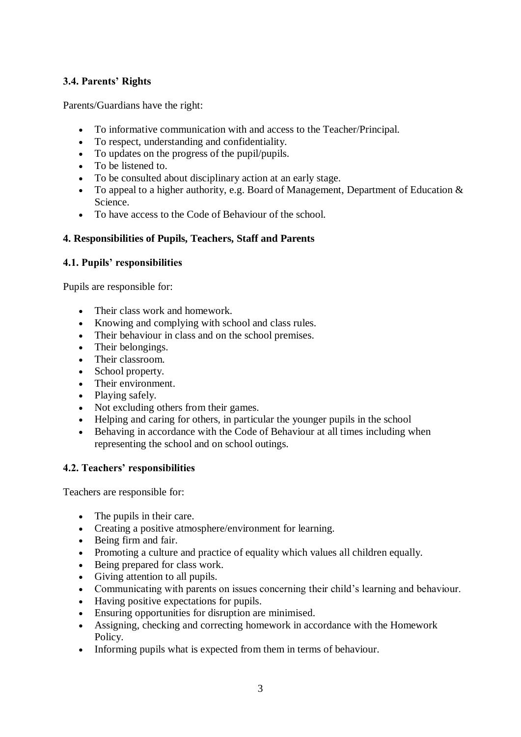### 3.4. Parents' Rights

Parents/Guardians have the right:

- To informative communication with and access to the Teacher/Principal.
- To respect, understanding and confidentiality.
- To updates on the progress of the pupil/pupils.
- To be listened to.
- To be consulted about disciplinary action at an early stage.
- To appeal to a higher authority, e.g. Board of Management, Department of Education & Science.
- To have access to the Code of Behaviour of the school.

## 4. Responsibilities of Pupils, Teachers, Staff and Parents

### 4.1. Pupils' responsibilities

Pupils are responsible for:

- Their class work and homework.
- Knowing and complying with school and class rules.
- Their behaviour in class and on the school premises.
- Their belongings.
- Their classroom.
- School property.
- Their environment.
- Playing safely.
- Not excluding others from their games.
- Helping and caring for others, in particular the younger pupils in the school
- Behaving in accordance with the Code of Behaviour at all times including when representing the school and on school outings.

### 4.2. Teachers' responsibilities

Teachers are responsible for:

- The pupils in their care.
- Creating a positive atmosphere/environment for learning.
- Being firm and fair.
- Promoting a culture and practice of equality which values all children equally.
- Being prepared for class work.
- Giving attention to all pupils.
- Communicating with parents on issues concerning their child's learning and behaviour.
- Having positive expectations for pupils.
- Ensuring opportunities for disruption are minimised.
- Assigning, checking and correcting homework in accordance with the Homework Policy.
- Informing pupils what is expected from them in terms of behaviour.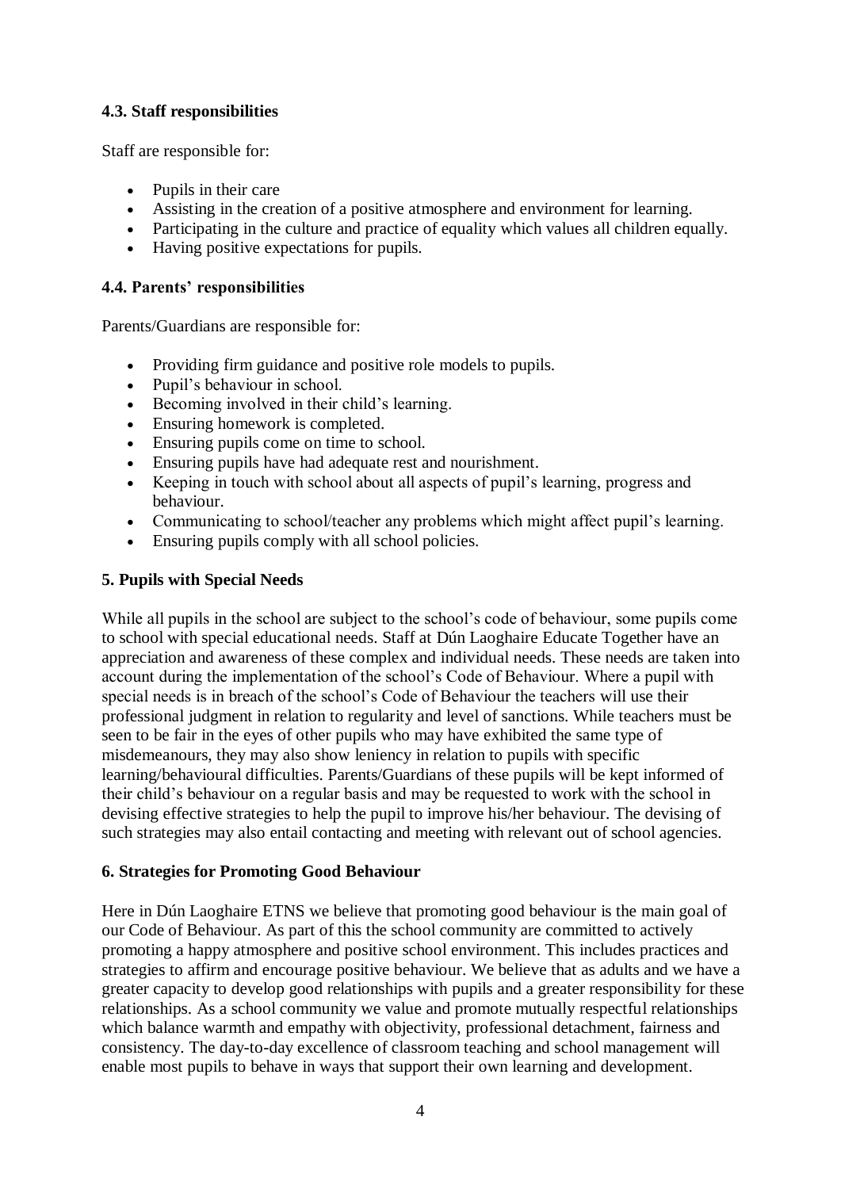### 4.3. Staff responsibilities

Staff are responsible for:

- Pupils in their care
- Assisting in the creation of a positive atmosphere and environment for learning.
- Participating in the culture and practice of equality which values all children equally.
- Having positive expectations for pupils.

### 4.4. Parents' responsibilities

Parents/Guardians are responsible for:

- Providing firm guidance and positive role models to pupils.
- Pupil's behaviour in school.
- Becoming involved in their child's learning.
- Ensuring homework is completed.
- Ensuring pupils come on time to school.
- Ensuring pupils have had adequate rest and nourishment.
- Keeping in touch with school about all aspects of pupil's learning, progress and behaviour.
- Communicating to school/teacher any problems which might affect pupil's learning.
- Ensuring pupils comply with all school policies.

## 5. Pupils with Special Needs

While all pupils in the school are subject to the school's code of behaviour, some pupils come to school with special educational needs. Staff at Dún Laoghaire Educate Together have an appreciation and awareness of these complex and individual needs. These needs are taken into account during the implementation of the school's Code of Behaviour. Where a pupil with special needs is in breach of the school's Code of Behaviour the teachers will use their professional judgment in relation to regularity and level of sanctions. While teachers must be seen to be fair in the eyes of other pupils who may have exhibited the same type of misdemeanours, they may also show leniency in relation to pupils with specific learning/behavioural difficulties. Parents/Guardians of these pupils will be kept informed of their child's behaviour on a regular basis and may be requested to work with the school in devising effective strategies to help the pupil to improve his/her behaviour. The devising of such strategies may also entail contacting and meeting with relevant out of school agencies.

## 6. Strategies for Promoting Good Behaviour

Here in Dún Laoghaire ETNS we believe that promoting good behaviour is the main goal of our Code of Behaviour. As part of this the school community are committed to actively promoting a happy atmosphere and positive school environment. This includes practices and strategies to affirm and encourage positive behaviour. We believe that as adults and we have a greater capacity to develop good relationships with pupils and a greater responsibility for these relationships. As a school community we value and promote mutually respectful relationships which balance warmth and empathy with objectivity, professional detachment, fairness and consistency. The day-to-day excellence of classroom teaching and school management will enable most pupils to behave in ways that support their own learning and development.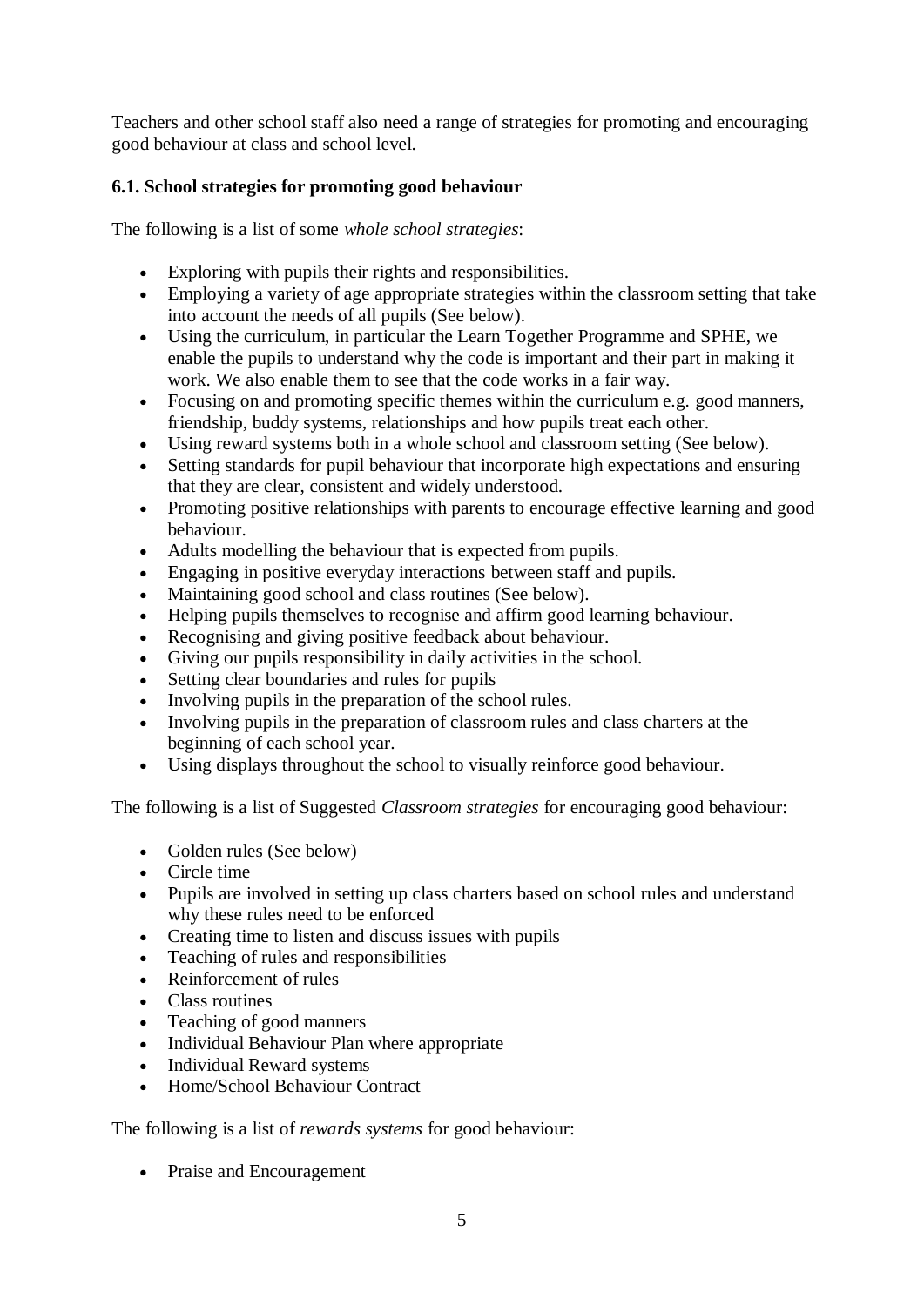Teachers and other school staff also need a range of strategies for promoting and encouraging good behaviour at class and school level.

### 6.1. School strategies for promoting good behaviour

The following is a list of some *whole school strategies*:

- Exploring with pupils their rights and responsibilities.
- Employing a variety of age appropriate strategies within the classroom setting that take into account the needs of all pupils (See below).
- Using the curriculum, in particular the Learn Together Programme and SPHE, we enable the pupils to understand why the code is important and their part in making it work. We also enable them to see that the code works in a fair way.
- Focusing on and promoting specific themes within the curriculum e.g. good manners, friendship, buddy systems, relationships and how pupils treat each other.
- Using reward systems both in a whole school and classroom setting (See below).
- Setting standards for pupil behaviour that incorporate high expectations and ensuring that they are clear, consistent and widely understood.
- Promoting positive relationships with parents to encourage effective learning and good behaviour.
- Adults modelling the behaviour that is expected from pupils.
- Engaging in positive everyday interactions between staff and pupils.
- Maintaining good school and class routines (See below).
- Helping pupils themselves to recognise and affirm good learning behaviour.
- Recognising and giving positive feedback about behaviour.
- Giving our pupils responsibility in daily activities in the school.
- Setting clear boundaries and rules for pupils
- Involving pupils in the preparation of the school rules.
- Involving pupils in the preparation of classroom rules and class charters at the beginning of each school year.
- Using displays throughout the school to visually reinforce good behaviour.

The following is a list of Suggested *Classroom strategies* for encouraging good behaviour:

- Golden rules (See below)
- Circle time
- Pupils are involved in setting up class charters based on school rules and understand why these rules need to be enforced
- Creating time to listen and discuss issues with pupils
- Teaching of rules and responsibilities
- Reinforcement of rules
- Class routines
- Teaching of good manners
- Individual Behaviour Plan where appropriate
- Individual Reward systems
- Home/School Behaviour Contract

The following is a list of *rewards systems* for good behaviour:

- Praise and Encouragement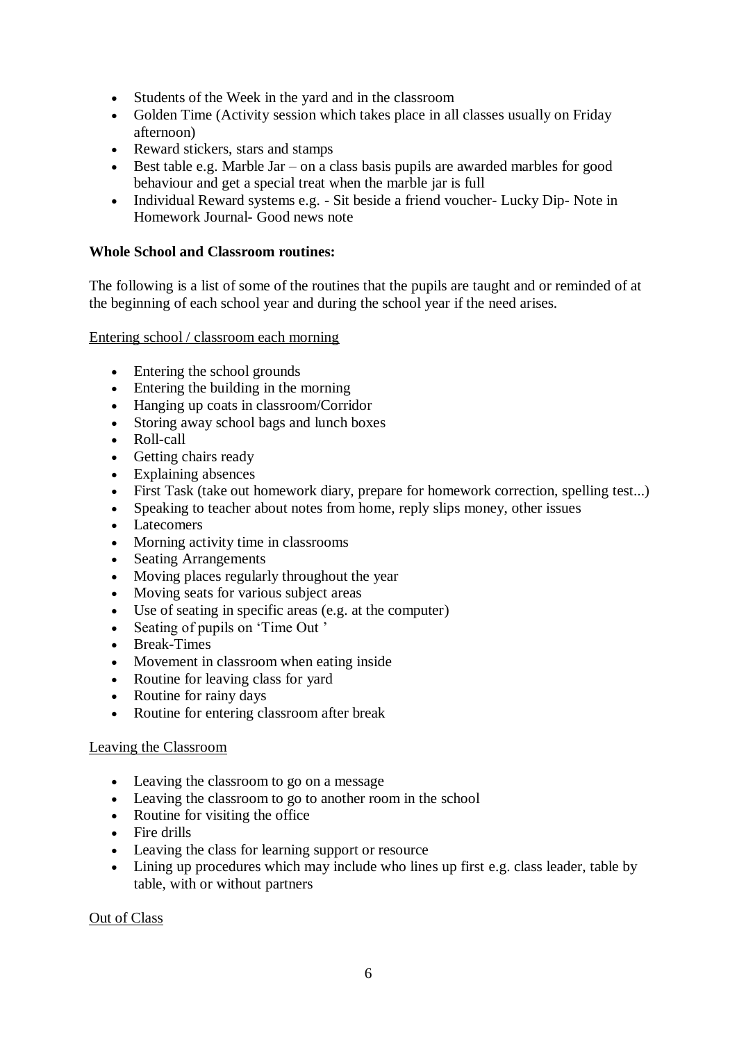- Students of the Week in the yard and in the classroom
- Golden Time (Activity session which takes place in all classes usually on Friday afternoon)
- Reward stickers, stars and stamps
- Best table e.g. Marble Jar – on a class basis pupils are awarded marbles for good behaviour and get a special treat when the marble jar is full
- Individual Reward systems e.g. - Sit beside a friend voucher- Lucky Dip- Note in Homework Journal- Good news note

**Whole School and Classroom routines:**

The following is a list of some of the routines that the pupils are taught and or reminded of at the beginning of each school year and during the school year if the need arises.

<u>Entering school / classroom each morning</u>

- Entering the school grounds
- Entering the building in the morning
- Hanging up coats in classroom/Corridor
- Storing away school bags and lunch boxes
- Roll-call
- Getting chairs ready
- Explaining absences
- First Task (take out homework diary, prepare for homework correction, spelling test...)
- Speaking to teacher about notes from home, reply slips money, other issues
- Latecomers
- Morning activity time in classrooms
- Seating Arrangements
- Moving places regularly throughout the year
- Moving seats for various subject areas
- Use of seating in specific areas (e.g. at the computer)
- Seating of pupils on 'Time Out '
- Break-Times
- Movement in classroom when eating inside
- Routine for leaving class for yard
- Routine for rainy days
- Routine for entering classroom after break

<u>Leaving the Classroom</u>

- Leaving the classroom to go on a message
- Leaving the classroom to go to another room in the school
- Routine for visiting the office
- Fire drills
- Leaving the class for learning support or resource
- Lining up procedures which may include who lines up first e.g. class leader, table by table, with or without partners

<u>Out of Class</u>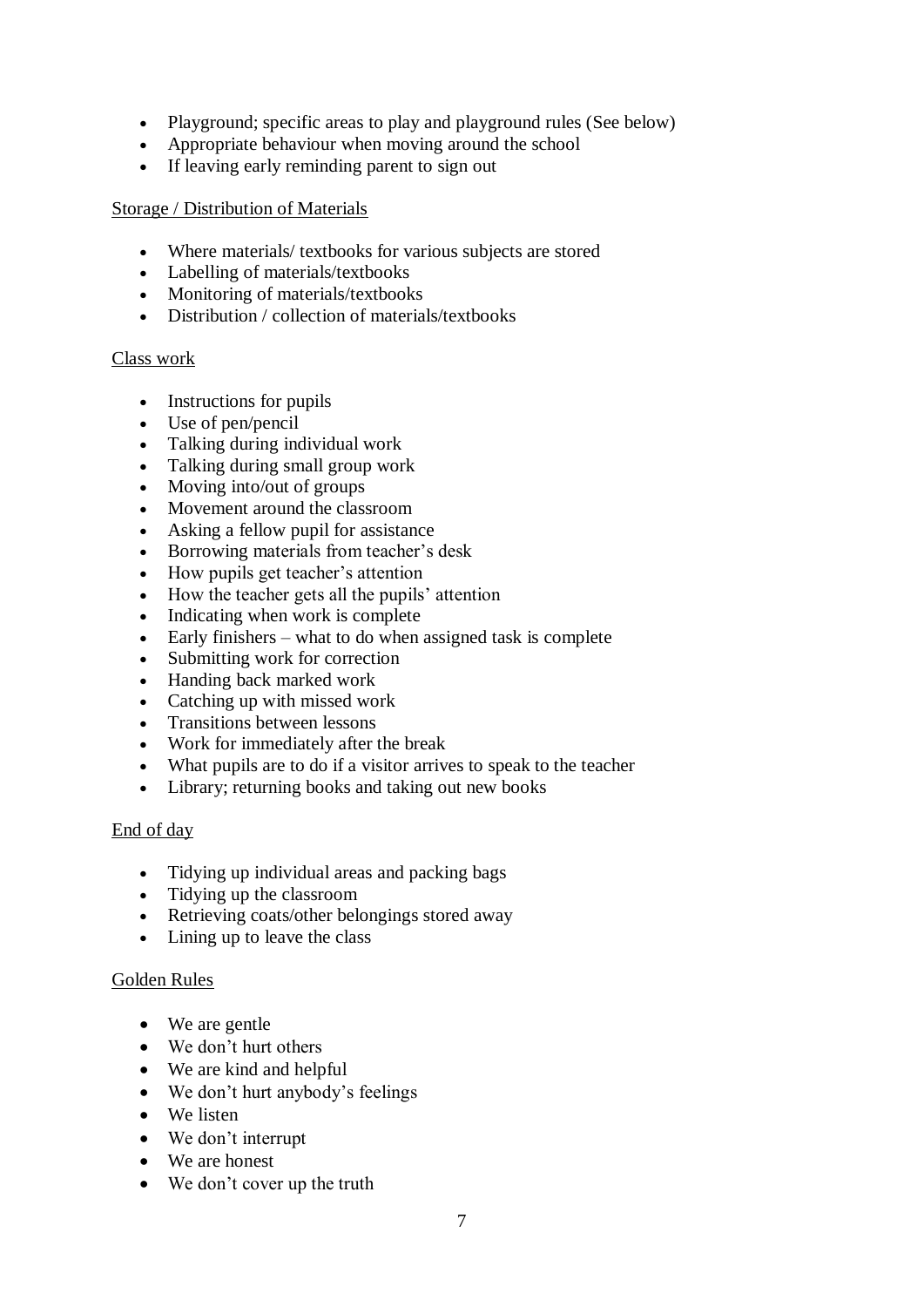- Playground; specific areas to play and playground rules (See below)
- Appropriate behaviour when moving around the school
- If leaving early reminding parent to sign out

<u>Storage / Distribution of Materials</u>

- Where materials/ textbooks for various subjects are stored
- Labelling of materials/textbooks
- Monitoring of materials/textbooks
- Distribution / collection of materials/textbooks

<u>Class work</u>

- Instructions for pupils
- Use of pen/pencil
- Talking during individual work
- Talking during small group work
- Moving into/out of groups
- Movement around the classroom
- Asking a fellow pupil for assistance
- Borrowing materials from teacher's desk
- How pupils get teacher's attention
- How the teacher gets all the pupils' attention
- Indicating when work is complete
- Early finishers – what to do when assigned task is complete
- Submitting work for correction
- Handing back marked work
- Catching up with missed work
- Transitions between lessons
- Work for immediately after the break
- What pupils are to do if a visitor arrives to speak to the teacher
- Library; returning books and taking out new books

<u>End of day</u>

- Tidying up individual areas and packing bags
- Tidying up the classroom
- Retrieving coats/other belongings stored away
- Lining up to leave the class

<u>Golden Rules</u>

- We are gentle
- We don't hurt others
- We are kind and helpful
- We don't hurt anybody's feelings
- We listen
- We don't interrupt
- We are honest
- We don't cover up the truth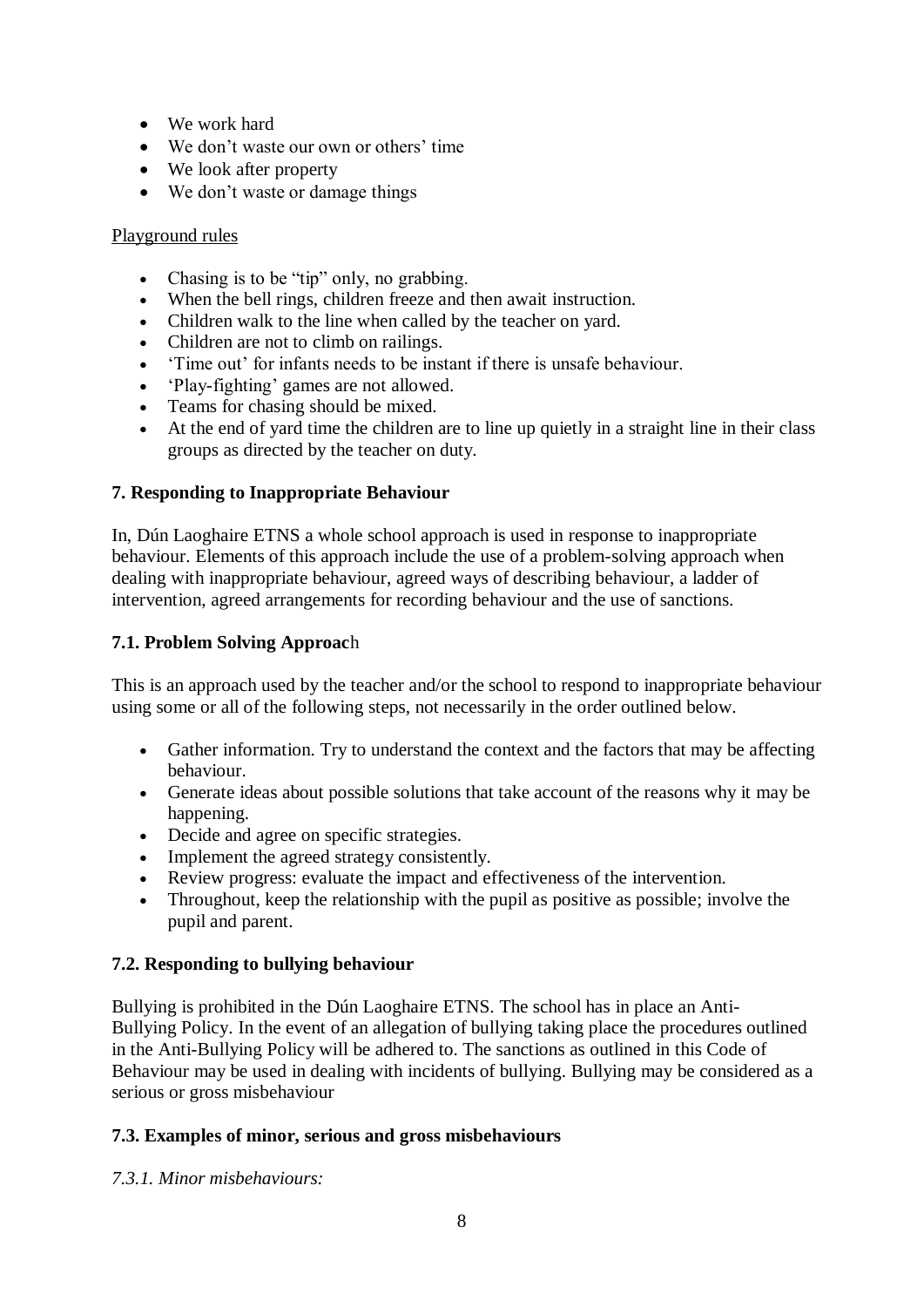- We work hard
- We don't waste our own or others' time
- We look after property
- We don't waste or damage things

Playground rules

- Chasing is to be "tip" only, no grabbing.
- When the bell rings, children freeze and then await instruction.
- Children walk to the line when called by the teacher on yard.
- Children are not to climb on railings.
- 'Time out' for infants needs to be instant if there is unsafe behaviour.
- 'Play-fighting' games are not allowed.
- Teams for chasing should be mixed.
- At the end of yard time the children are to line up quietly in a straight line in their class groups as directed by the teacher on duty.

### 7. Responding to Inappropriate Behaviour

In, Dún Laoghaire ETNS a whole school approach is used in response to inappropriate behaviour. Elements of this approach include the use of a problem-solving approach when dealing with inappropriate behaviour, agreed ways of describing behaviour, a ladder of intervention, agreed arrangements for recording behaviour and the use of sanctions.

### 7.1. Problem Solving Approach

This is an approach used by the teacher and/or the school to respond to inappropriate behaviour using some or all of the following steps, not necessarily in the order outlined below.

- Gather information. Try to understand the context and the factors that may be affecting behaviour.
- Generate ideas about possible solutions that take account of the reasons why it may be happening.
- Decide and agree on specific strategies.
- Implement the agreed strategy consistently.
- Review progress: evaluate the impact and effectiveness of the intervention.
- Throughout, keep the relationship with the pupil as positive as possible; involve the pupil and parent.

### 7.2. Responding to bullying behaviour

Bullying is prohibited in the Dún Laoghaire ETNS. The school has in place an Anti-Bullying Policy. In the event of an allegation of bullying taking place the procedures outlined in the Anti-Bullying Policy will be adhered to. The sanctions as outlined in this Code of Behaviour may be used in dealing with incidents of bullying. Bullying may be considered as a serious or gross misbehaviour

### 7.3. Examples of minor, serious and gross misbehaviours

*7.3.1. Minor misbehaviours:*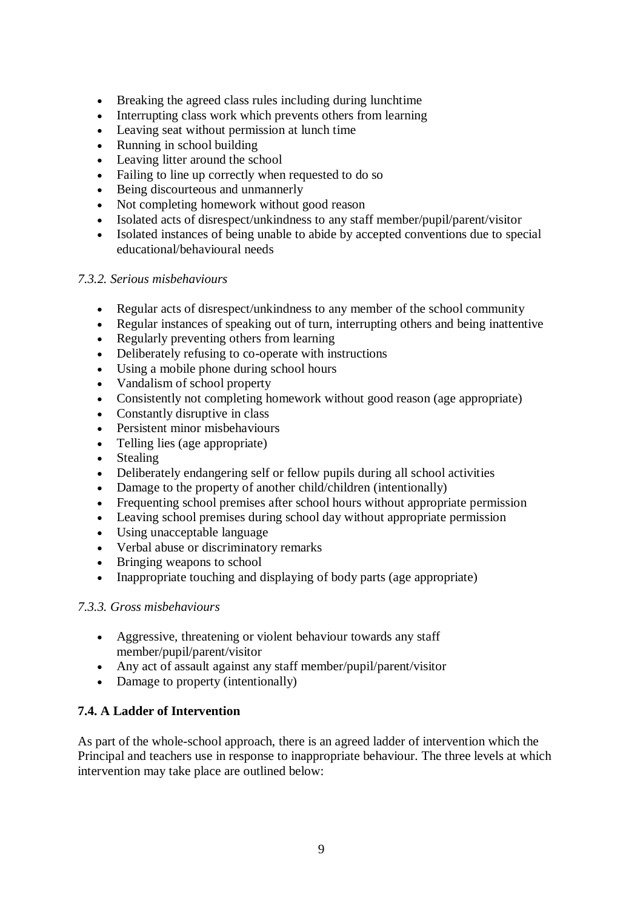- Breaking the agreed class rules including during lunchtime
- Interrupting class work which prevents others from learning
- Leaving seat without permission at lunch time
- Running in school building
- Leaving litter around the school
- Failing to line up correctly when requested to do so
- Being discourteous and unmannerly
- Not completing homework without good reason
- Isolated acts of disrespect/unkindness to any staff member/pupil/parent/visitor
- Isolated instances of being unable to abide by accepted conventions due to special educational/behavioural needs

*7.3.2. Serious misbehaviours*

- Regular acts of disrespect/unkindness to any member of the school community
- Regular instances of speaking out of turn, interrupting others and being inattentive
- Regularly preventing others from learning
- Deliberately refusing to co-operate with instructions
- Using a mobile phone during school hours
- Vandalism of school property
- Consistently not completing homework without good reason (age appropriate)
- Constantly disruptive in class
- Persistent minor misbehaviours
- Telling lies (age appropriate)
- Stealing
- Deliberately endangering self or fellow pupils during all school activities
- Damage to the property of another child/children (intentionally)
- Frequenting school premises after school hours without appropriate permission
- Leaving school premises during school day without appropriate permission
- Using unacceptable language
- Verbal abuse or discriminatory remarks
- Bringing weapons to school
- Inappropriate touching and displaying of body parts (age appropriate)

*7.3.3. Gross misbehaviours*

- Aggressive, threatening or violent behaviour towards any staff member/pupil/parent/visitor
- Any act of assault against any staff member/pupil/parent/visitor
- Damage to property (intentionally)

**7.4. A Ladder of Intervention**

As part of the whole-school approach, there is an agreed ladder of intervention which the Principal and teachers use in response to inappropriate behaviour. The three levels at which intervention may take place are outlined below: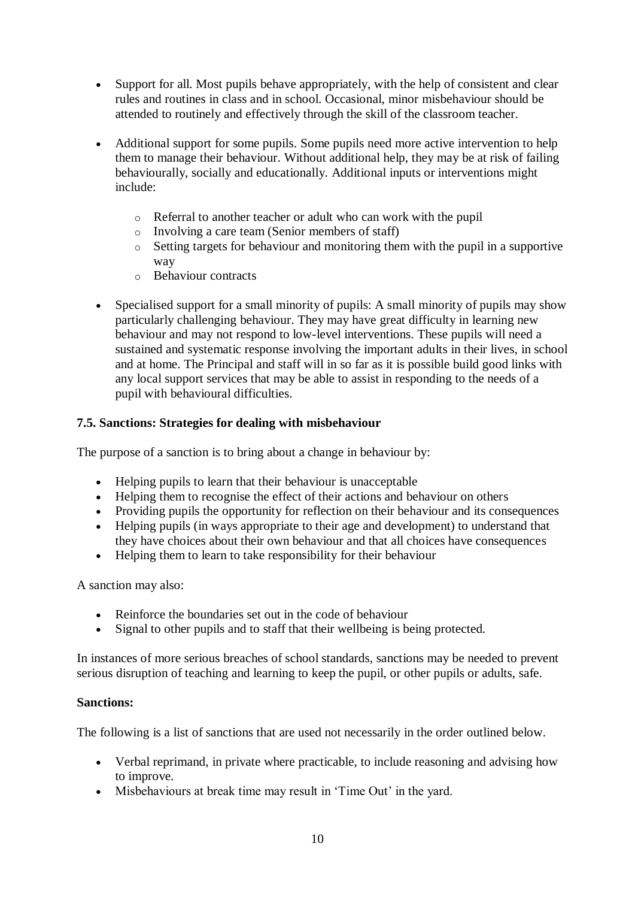- Support for all. Most pupils behave appropriately, with the help of consistent and clear rules and routines in class and in school. Occasional, minor misbehaviour should be attended to routinely and effectively through the skill of the classroom teacher.

- Additional support for some pupils. Some pupils need more active intervention to help them to manage their behaviour. Without additional help, they may be at risk of failing behaviourally, socially and educationally. Additional inputs or interventions might include:

    - Referral to another teacher or adult who can work with the pupil
    - Involving a care team (Senior members of staff)
    - Setting targets for behaviour and monitoring them with the pupil in a supportive way
    - Behaviour contracts

- Specialised support for a small minority of pupils: A small minority of pupils may show particularly challenging behaviour. They may have great difficulty in learning new behaviour and may not respond to low-level interventions. These pupils will need a sustained and systematic response involving the important adults in their lives, in school and at home. The Principal and staff will in so far as it is possible build good links with any local support services that may be able to assist in responding to the needs of a pupil with behavioural difficulties.

**7.5. Sanctions: Strategies for dealing with misbehaviour**

The purpose of a sanction is to bring about a change in behaviour by:

- Helping pupils to learn that their behaviour is unacceptable
- Helping them to recognise the effect of their actions and behaviour on others
- Providing pupils the opportunity for reflection on their behaviour and its consequences
- Helping pupils (in ways appropriate to their age and development) to understand that they have choices about their own behaviour and that all choices have consequences
- Helping them to learn to take responsibility for their behaviour

A sanction may also:

- Reinforce the boundaries set out in the code of behaviour
- Signal to other pupils and to staff that their wellbeing is being protected.

In instances of more serious breaches of school standards, sanctions may be needed to prevent serious disruption of teaching and learning to keep the pupil, or other pupils or adults, safe.

**Sanctions:**

The following is a list of sanctions that are used not necessarily in the order outlined below.

- Verbal reprimand, in private where practicable, to include reasoning and advising how to improve.
- Misbehaviours at break time may result in 'Time Out' in the yard.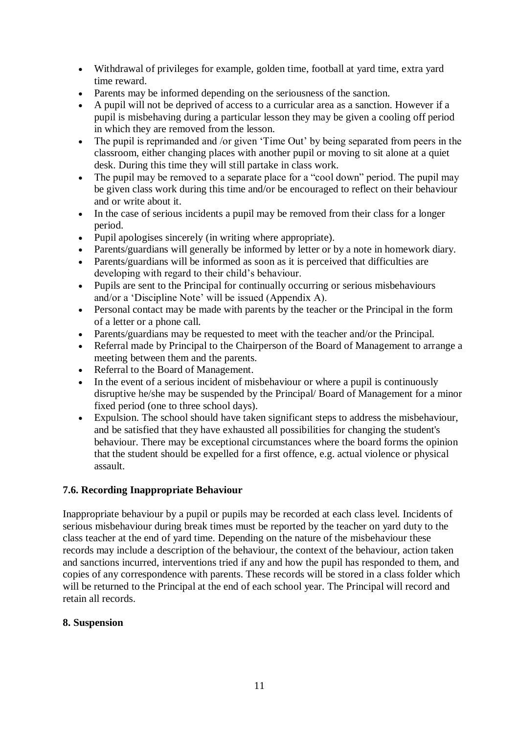- Withdrawal of privileges for example, golden time, football at yard time, extra yard time reward.
- Parents may be informed depending on the seriousness of the sanction.
- A pupil will not be deprived of access to a curricular area as a sanction. However if a pupil is misbehaving during a particular lesson they may be given a cooling off period in which they are removed from the lesson.
- The pupil is reprimanded and /or given 'Time Out' by being separated from peers in the classroom, either changing places with another pupil or moving to sit alone at a quiet desk. During this time they will still partake in class work.
- The pupil may be removed to a separate place for a "cool down" period. The pupil may be given class work during this time and/or be encouraged to reflect on their behaviour and or write about it.
- In the case of serious incidents a pupil may be removed from their class for a longer period.
- Pupil apologises sincerely (in writing where appropriate).
- Parents/guardians will generally be informed by letter or by a note in homework diary.
- Parents/guardians will be informed as soon as it is perceived that difficulties are developing with regard to their child's behaviour.
- Pupils are sent to the Principal for continually occurring or serious misbehaviours and/or a 'Discipline Note' will be issued (Appendix A).
- Personal contact may be made with parents by the teacher or the Principal in the form of a letter or a phone call.
- Parents/guardians may be requested to meet with the teacher and/or the Principal.
- Referral made by Principal to the Chairperson of the Board of Management to arrange a meeting between them and the parents.
- Referral to the Board of Management.
- In the event of a serious incident of misbehaviour or where a pupil is continuously disruptive he/she may be suspended by the Principal/ Board of Management for a minor fixed period (one to three school days).
- Expulsion. The school should have taken significant steps to address the misbehaviour, and be satisfied that they have exhausted all possibilities for changing the student's behaviour. There may be exceptional circumstances where the board forms the opinion that the student should be expelled for a first offence, e.g. actual violence or physical assault.

### 7.6. Recording Inappropriate Behaviour

Inappropriate behaviour by a pupil or pupils may be recorded at each class level. Incidents of serious misbehaviour during break times must be reported by the teacher on yard duty to the class teacher at the end of yard time. Depending on the nature of the misbehaviour these records may include a description of the behaviour, the context of the behaviour, action taken and sanctions incurred, interventions tried if any and how the pupil has responded to them, and copies of any correspondence with parents. These records will be stored in a class folder which will be returned to the Principal at the end of each school year. The Principal will record and retain all records.

## 8. Suspension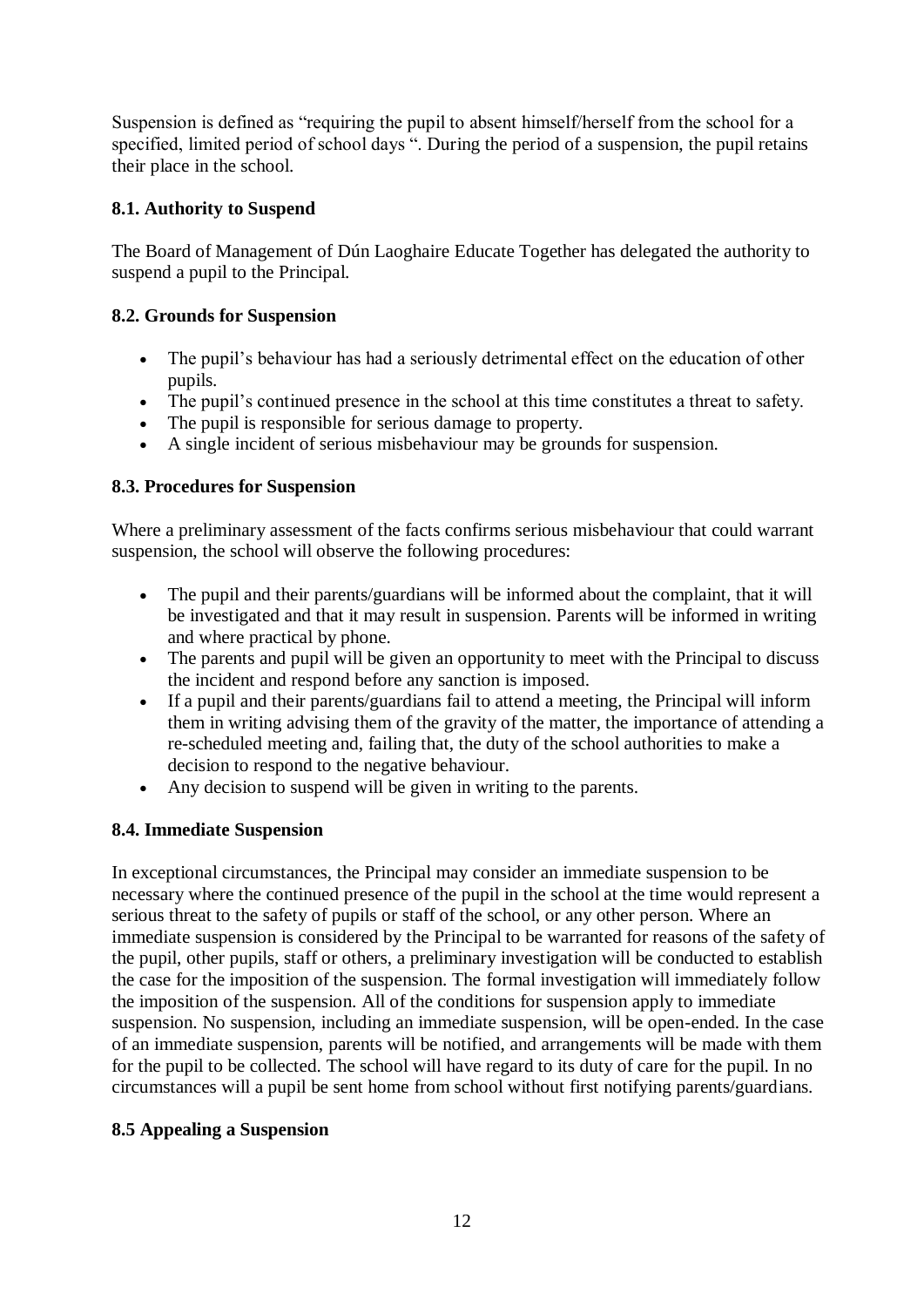Suspension is defined as "requiring the pupil to absent himself/herself from the school for a specified, limited period of school days ". During the period of a suspension, the pupil retains their place in the school.

### 8.1. Authority to Suspend

The Board of Management of Dún Laoghaire Educate Together has delegated the authority to suspend a pupil to the Principal.

### 8.2. Grounds for Suspension

- The pupil's behaviour has had a seriously detrimental effect on the education of other pupils.
- The pupil's continued presence in the school at this time constitutes a threat to safety.
- The pupil is responsible for serious damage to property.
- A single incident of serious misbehaviour may be grounds for suspension.

### 8.3. Procedures for Suspension

Where a preliminary assessment of the facts confirms serious misbehaviour that could warrant suspension, the school will observe the following procedures:

- The pupil and their parents/guardians will be informed about the complaint, that it will be investigated and that it may result in suspension. Parents will be informed in writing and where practical by phone.
- The parents and pupil will be given an opportunity to meet with the Principal to discuss the incident and respond before any sanction is imposed.
- If a pupil and their parents/guardians fail to attend a meeting, the Principal will inform them in writing advising them of the gravity of the matter, the importance of attending a re-scheduled meeting and, failing that, the duty of the school authorities to make a decision to respond to the negative behaviour.
- Any decision to suspend will be given in writing to the parents.

### 8.4. Immediate Suspension

In exceptional circumstances, the Principal may consider an immediate suspension to be necessary where the continued presence of the pupil in the school at the time would represent a serious threat to the safety of pupils or staff of the school, or any other person. Where an immediate suspension is considered by the Principal to be warranted for reasons of the safety of the pupil, other pupils, staff or others, a preliminary investigation will be conducted to establish the case for the imposition of the suspension. The formal investigation will immediately follow the imposition of the suspension. All of the conditions for suspension apply to immediate suspension. No suspension, including an immediate suspension, will be open-ended. In the case of an immediate suspension, parents will be notified, and arrangements will be made with them for the pupil to be collected. The school will have regard to its duty of care for the pupil. In no circumstances will a pupil be sent home from school without first notifying parents/guardians.

### 8.5 Appealing a Suspension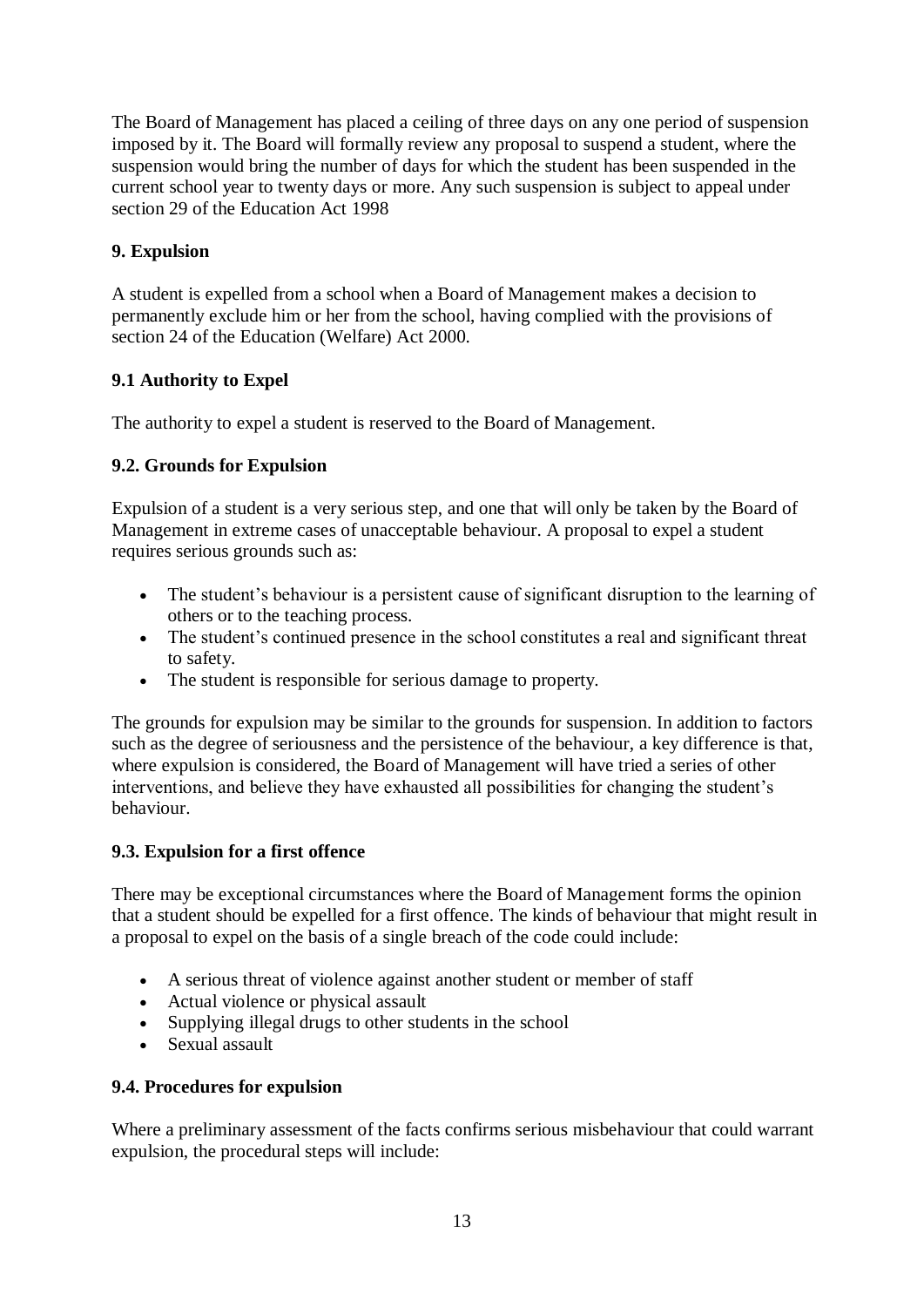The Board of Management has placed a ceiling of three days on any one period of suspension imposed by it. The Board will formally review any proposal to suspend a student, where the suspension would bring the number of days for which the student has been suspended in the current school year to twenty days or more. Any such suspension is subject to appeal under section 29 of the Education Act 1998

## 9. Expulsion

A student is expelled from a school when a Board of Management makes a decision to permanently exclude him or her from the school, having complied with the provisions of section 24 of the Education (Welfare) Act 2000.

### 9.1 Authority to Expel

The authority to expel a student is reserved to the Board of Management.

### 9.2. Grounds for Expulsion

Expulsion of a student is a very serious step, and one that will only be taken by the Board of Management in extreme cases of unacceptable behaviour. A proposal to expel a student requires serious grounds such as:

- The student's behaviour is a persistent cause of significant disruption to the learning of others or to the teaching process.
- The student's continued presence in the school constitutes a real and significant threat to safety.
- The student is responsible for serious damage to property.

The grounds for expulsion may be similar to the grounds for suspension. In addition to factors such as the degree of seriousness and the persistence of the behaviour, a key difference is that, where expulsion is considered, the Board of Management will have tried a series of other interventions, and believe they have exhausted all possibilities for changing the student's behaviour.

### 9.3. Expulsion for a first offence

There may be exceptional circumstances where the Board of Management forms the opinion that a student should be expelled for a first offence. The kinds of behaviour that might result in a proposal to expel on the basis of a single breach of the code could include:

- A serious threat of violence against another student or member of staff
- Actual violence or physical assault
- Supplying illegal drugs to other students in the school
- Sexual assault

### 9.4. Procedures for expulsion

Where a preliminary assessment of the facts confirms serious misbehaviour that could warrant expulsion, the procedural steps will include: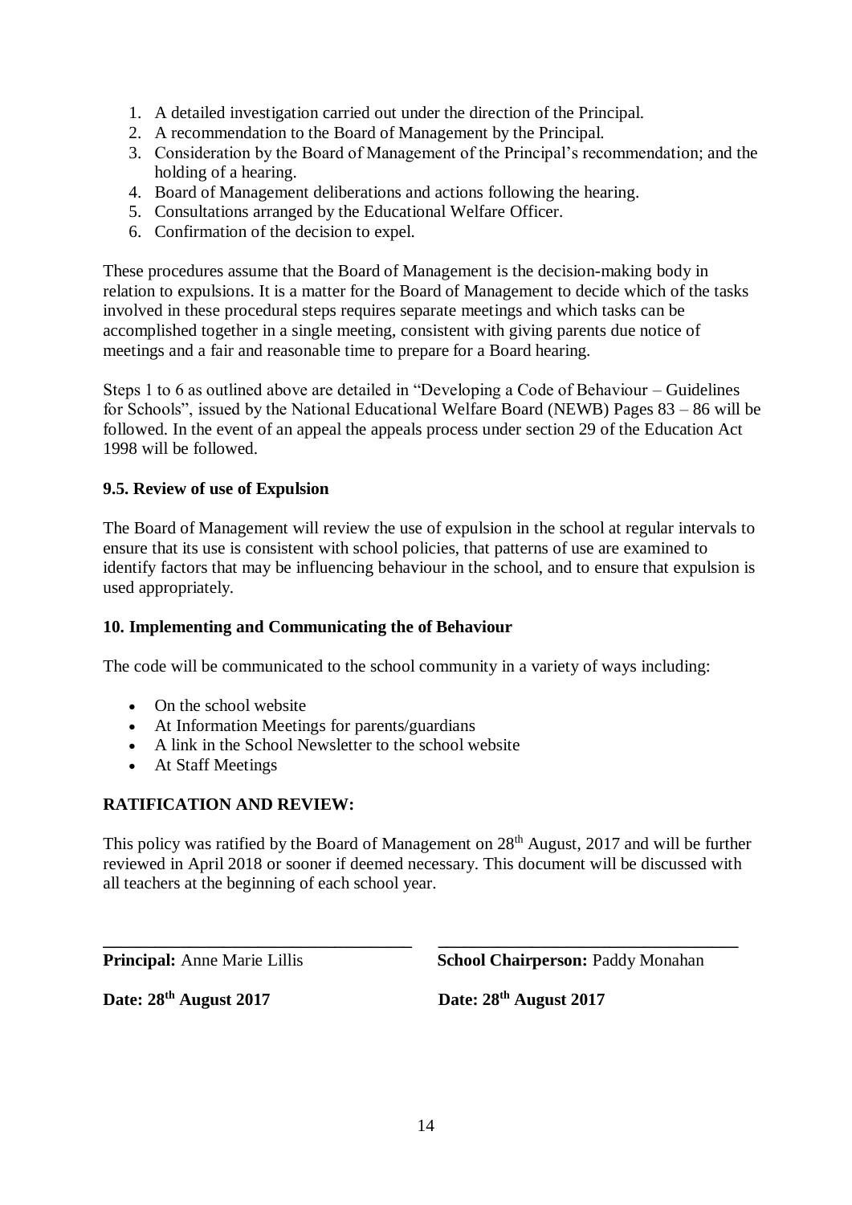1. A detailed investigation carried out under the direction of the Principal.
2. A recommendation to the Board of Management by the Principal.
3. Consideration by the Board of Management of the Principal's recommendation; and the holding of a hearing.
4. Board of Management deliberations and actions following the hearing.
5. Consultations arranged by the Educational Welfare Officer.
6. Confirmation of the decision to expel.

These procedures assume that the Board of Management is the decision-making body in relation to expulsions. It is a matter for the Board of Management to decide which of the tasks involved in these procedural steps requires separate meetings and which tasks can be accomplished together in a single meeting, consistent with giving parents due notice of meetings and a fair and reasonable time to prepare for a Board hearing.

Steps 1 to 6 as outlined above are detailed in "Developing a Code of Behaviour – Guidelines for Schools", issued by the National Educational Welfare Board (NEWB) Pages 83 – 86 will be followed. In the event of an appeal the appeals process under section 29 of the Education Act 1998 will be followed.

**9.5. Review of use of Expulsion**

The Board of Management will review the use of expulsion in the school at regular intervals to ensure that its use is consistent with school policies, that patterns of use are examined to identify factors that may be influencing behaviour in the school, and to ensure that expulsion is used appropriately.

**10. Implementing and Communicating the of Behaviour**

The code will be communicated to the school community in a variety of ways including:

- On the school website
- At Information Meetings for parents/guardians
- A link in the School Newsletter to the school website
- At Staff Meetings

**RATIFICATION AND REVIEW:**

This policy was ratified by the Board of Management on 28th August, 2017 and will be further reviewed in April 2018 or sooner if deemed necessary. This document will be discussed with all teachers at the beginning of each school year.

**Principal:** Anne Marie Lillis

**Date: 28th August 2017**

**School Chairperson:** Paddy Monahan

**Date: 28th August 2017**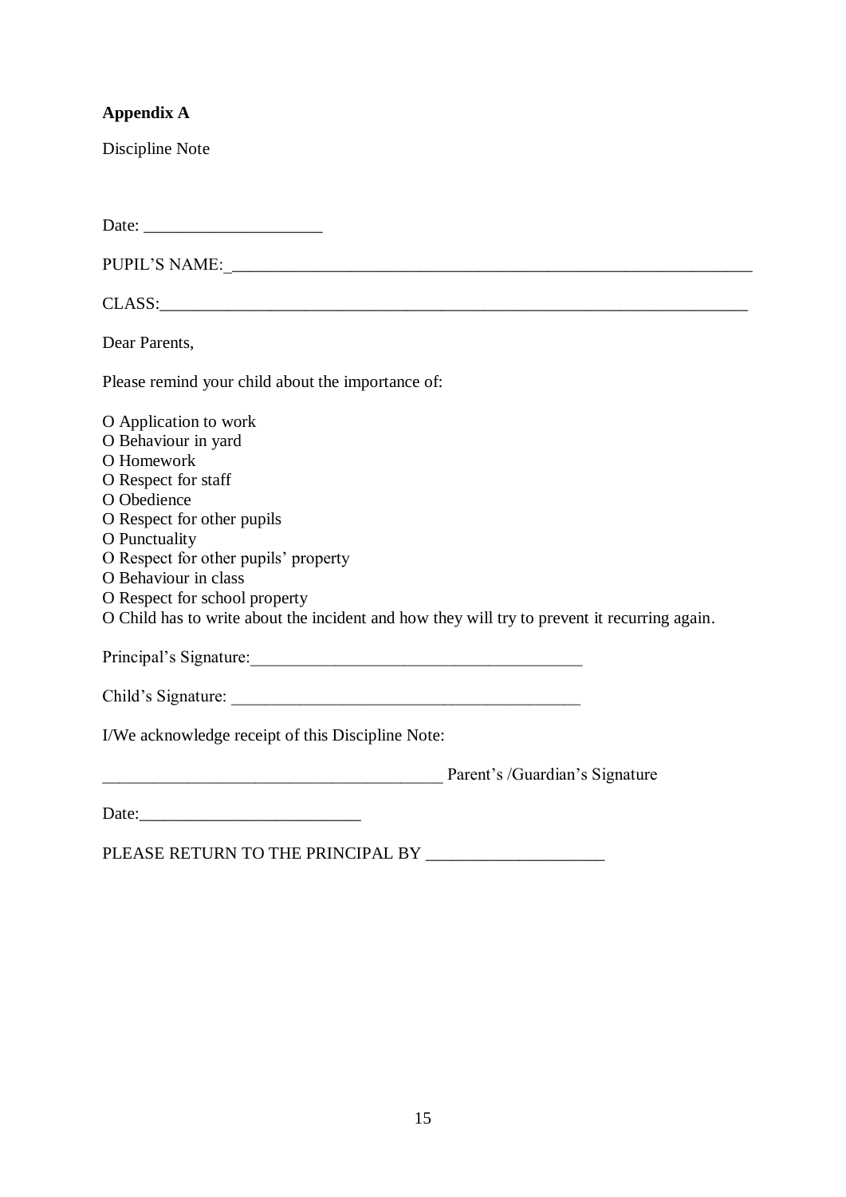**Appendix A**

Discipline Note

Date: ____________________

PUPIL'S NAME:_________________________________________________________

CLASS:_________________________________________________________________

Dear Parents,

Please remind your child about the importance of:

O Application to work
O Behaviour in yard
O Homework
O Respect for staff
O Obedience
O Respect for other pupils
O Punctuality
O Respect for other pupils' property
O Behaviour in class
O Respect for school property
O Child has to write about the incident and how they will try to prevent it recurring again.

Principal's Signature:______________________________________

Child's Signature: _______________________________________

I/We acknowledge receipt of this Discipline Note:

_______________________________________ Parent's /Guardian's Signature

Date:_________________________

PLEASE RETURN TO THE PRINCIPAL BY ____________________